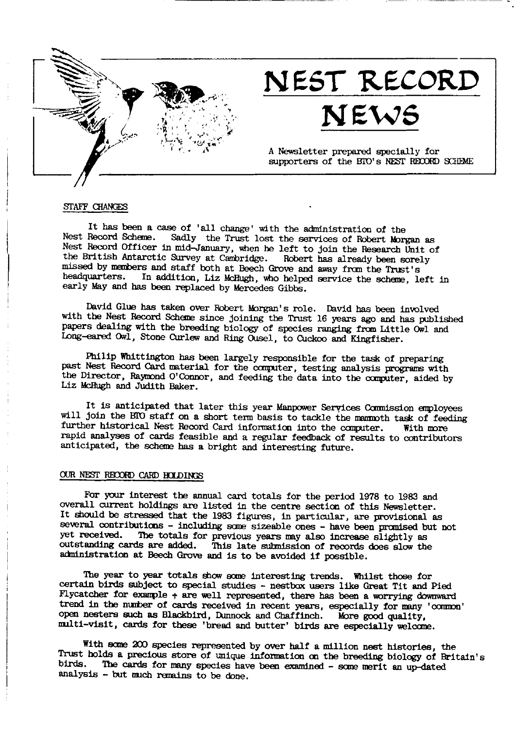# NEST RECORD NEWS

A Newsletter prepared specially for supporters of the BTO's NEST RECORD SCHEME

## STAFF CHANGES

It has been a case of 'all change' with the administration of the Nest Record Scheme. Sadly the Trust lost the services of Robert Morgan as Nest Record Officer in mid-January, when he left to join the Research Unit of the British Antarctic Survey at Cambridge. Robert has already been sorely missed by members and staff both at Beech Grove and away from the Trust's headquarters. In addition, Liz McHugh, who helped service the scheme, left in early May and has been replaced by Mercedes Gibbs.

David Glue has taken over Robert Morgan's role. David has been involved with the Nest Record Scheme since joining the Trust 16 years ago and has published papers dealing with the breeding biology of species ranging from Little Owl and Long-eared Owl, Stone Curlew and Ring Ousel, to Cuckoo and Kingfisher.

Philip Whittington has been largely responsible for the task of preparing past Nest Record Card material for the computer, testing analysis programs with the Director, Raymond O'Connor, and feeding the data into the computer, aided by Liz McHugh and Judith Baker.

It is anticipated that later this year Manpower Services Commission employees will join the BTO staff on a short term basis to tackle the mammoth task of feeding further historical Nest Record Card information into the computer. With more rapid analyses of cards feasible and a regular feedback of results to contributors anticipated, the scheme has a bright and interesting future.

## OUR NEST RECORD CARD HOLDINGS

For your interest the annual card totals for the period 1978 to 1983 and overall current holdings are listed in the centre section of this Newsletter. It should be stressed that the 1983 figures, in particular, are provisional as several contributions - including some sizeable ones - have been promised but not yet received. The totals for previous years may also increase slightly as outstanding cards are added. This late submission of records does slow the administration at Beech Grove and is to be avoided if possible.

The year to year totals show some interesting trends. Whilst those for certain birds subject to special studies - nestbox users like Great Tit and Pied Flycatcher for example + are well represented, there has been a worrying downward trend in the number of cards received in recent years, especially for many 'common' open nesters such as Blackbird, Dunnock and Chaffinch. More good quality, multi-visit, cards for these 'bread and butter' birds are especially welcome.

With some 200 species represented by over half a million nest histories, the Trust holds a precious store of unique information on the breeding biology of Britain's birds. The cards for many species have been examined - some merit an up-dated analysis - but much remains to be done.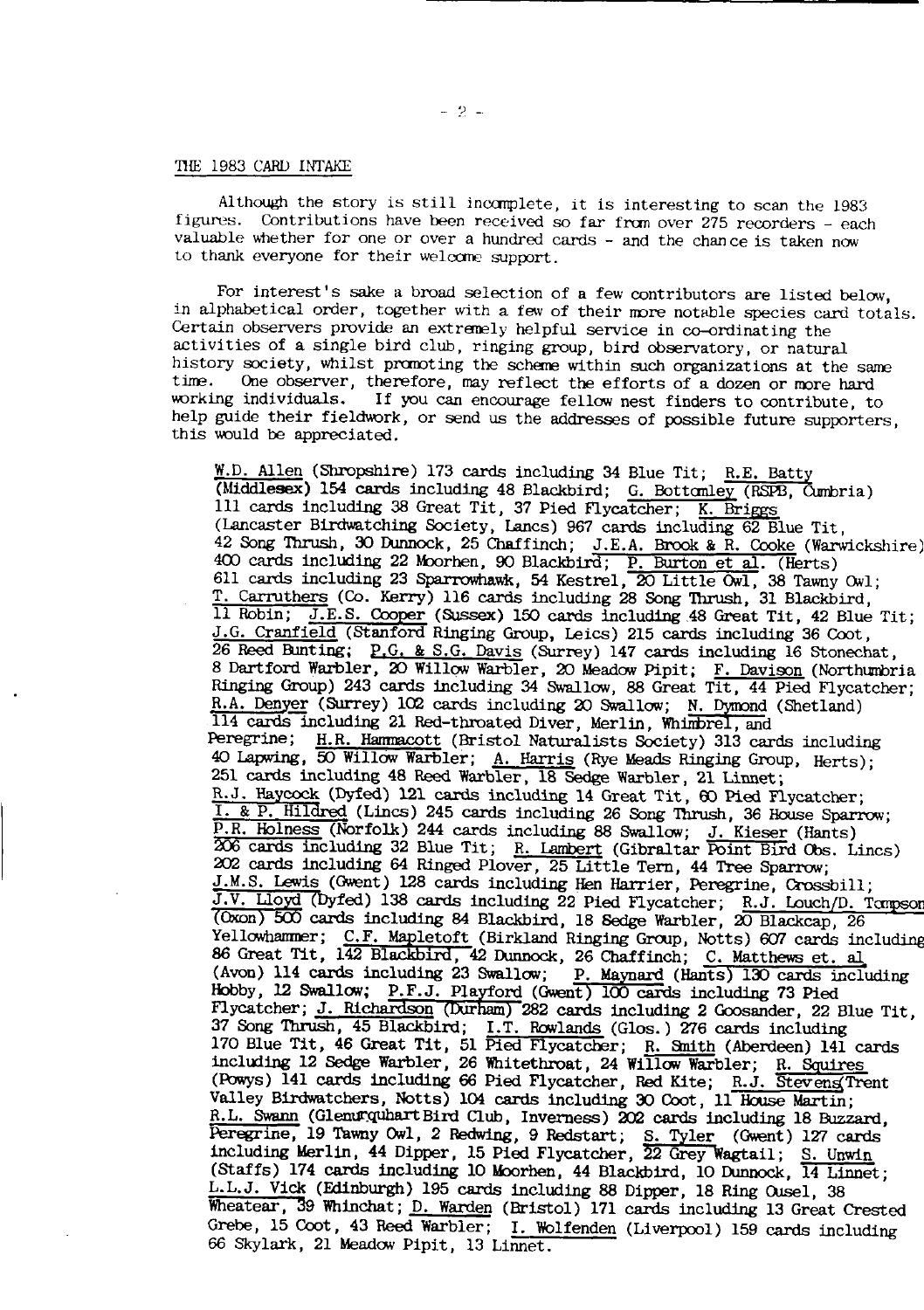## THE 1983 CARD INTAKE

Although the story is still incomplete, it is interesting to scan the 1983 figures. Contributions have been received so far from over 275 recorders - each valuable whether for one or over a hundred cards - and the chance is taken now to thank everyone for their welcome support.

For interest's sake a broad selection of a few contributors are listed below, in alphabetical order, together with a few of their more notable species card totals. Certain observers provide an extremely helpful service in co-ordinating the activities of a single bird club, ringing group, bird observatory, or natural history society, whilst promoting the scheme within such organizations at the same time. One observer, therefore, may reflect the efforts of a dozen or more hard working individuals. If you can encourage fellow nest finders to contribute, to help guide their fieldwork, or send us the addresses of possible future supporters, this would be appreciated.

W.D. Allen (Shropshire) 173 cards including 34 Blue Tit; R.E. Batty (Middlesex) 154 cards including 48 Blackbird; G. Bottomley (RSPB, Cumbria) 111 cards including 38 Great Tit, 37 Pied Flycatcher; K. Briggs (Lancaster Birdwatching Society, Lancs) 967 cards including 62 Blue Tit, 42 Song Thrush, 30 Dunnock, 25 Chaffinch; J.E.A. Brook & R. Cooke (Warwickshire) 400 cards including 22 Moorhen, 90 Blackbird; P. Burton et al. (Herts) 611 cards including 23 Sparrowhawk, 54 Kestrel, 20 Little Owl, 38 Tawny Owl; T. Carruthers (Co. Kerry) 116 cards including 28 Song Thrush, 31 Blackbird, 11 Robin; J.E.S. Cooper (Sussex) 150 cards including 48 Great Tit, 42 Blue Tit; J.G. Cranfield (Stanford Ringing Group, Leics) 215 cards including 36 Coot, 26 Reed Bunting; P.G. & S.G. Davis (Surrey) 147 cards including 16 Stonechat, 8 Dartford Warbler, 20 Willow Warbler, 20 Meadow Pipit; F. Davison (Northumbria Ringing Group) 243 cards including 34 Swallow, 88 Great Tit, 44 Pied Flycatcher; R.A. Denyer (Surrey) 102 cards including 20 Swallow; N. Dymond (Shetland) 114 cards including 21 Red-throated Diver, Merlin, Whimbrel, and Peregrine; H.R. Hammacott (Bristol Naturalists Society) 313 cards including 40 Lapwing, 50 Willow Warbler; A. Harris (Rye Meads Ringing Group, Herts); 251 cards including 48 Reed Warbler, 18 Sedge Warbler, 21 Linnet; R.J. Haycock (Dyfed) 121 cards including 14 Great Tit, 60 Pied Flycatcher; I. & P. Hildred (Lincs) 245 cards including 26 Song Thrush, 36 House Sparrow; P.R. Holness (Norfolk) 244 cards including 88 Swallow; J. Kieser (Hants) 206 cards including 32 Blue Tit; R. Lambert (Gibraltar Point Bird Obs. Lincs) 202 cards including 64 Ringed Plover, 25 Little Tern, 44 Tree Sparrow; J.M.S. Lewis (Gwent) 128 cards including Hen Harrier, Peregrine, Crossbill; J.V. Lloyd (Dyfed) 138 cards including 22 Pied Flycatcher; R.J. Louch/D. Tompson (Oxon) 500 cards including 84 Blackbird, 18 Sedge Warbler, 20 Blackcap, 26 Yellowhammer; C.F. Mapletoft (Birkland Ringing Group, Notts) 607 cards including 86 Great Tit, 142 Blackbird, 42 Dunnock, 26 Chaffinch; C. Matthews et. al (Avon) 114 cards including 23 Swallow; P. Maynard (Hants) 130 cards including Hobby, 12 Swallow; P.F.J. Playford (Gwent) 100 cards including 73 Pied Flycatcher; J. Richardson (Durham) 282 cards including 2 Goosander, 22 Blue Tit, 37 Song Thrush, 45 Blackbird; I.T. Rowlands (Glos.) 276 cards including 170 Blue Tit, 46 Great Tit, 51 Pied Flycatcher; R. Smith (Aberdeen) 141 cards including 12 Sedge Warbler, 26 Whitethroat, 24 Willow Warbler; R. Squires (Powys) 141 cards including 66 Pied Flycatcher, Red Kite; R.J. Stevens (Trent Valley Birdwatchers, Notts) 104 cards including 30 Coot, 11 House Martin; R.L. Swann (Glenurquhart Bird Club, Inverness) 202 cards including 18 Buzzard, Peregrine, 19 Tawny Owl, 2 Redwing, 9 Redstart; S. Tyler (Gwent) 127 cards including Merlin, 44 Dipper, 15 Pied Flycatcher, 22 Grey Wagtail; S. Unwin (Staffs) 174 cards including 10 Moorhen, 44 Blackbird, 10 Dunnock, 14 Linnet; L.L.J. Vick (Edinburgh) 195 cards including 88 Dipper, 18 Ring Ousel, 38 Wheatear, 39 Whinchat; D. Warden (Bristol) 171 cards including 13 Great Crested Grebe, 15 Coot, 43 Reed Warbler; I. Wolfenden (Liverpool) 159 cards including 66 Skylark, 21 Meadow Pipit, 13 Linnet.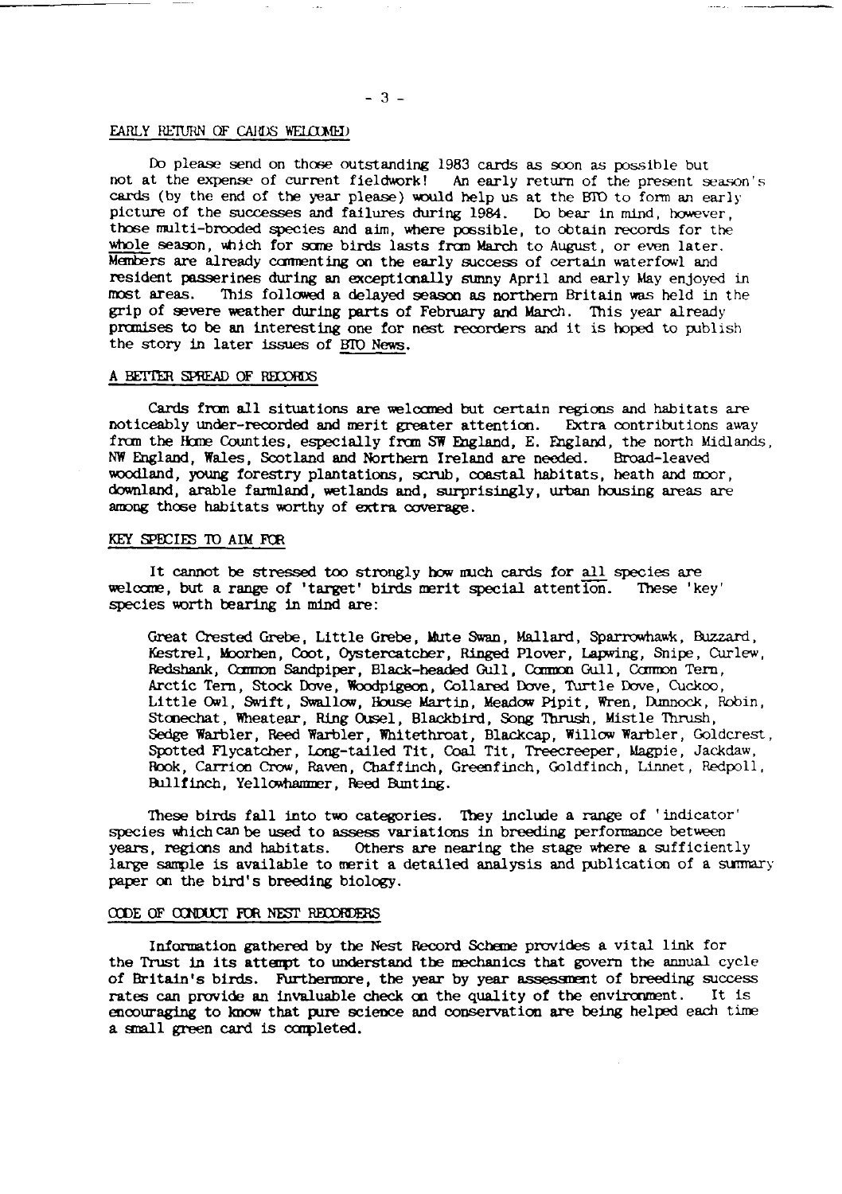## EARLY RETURN OF CARDS WELCOMED

Do please send on those outstanding 1983 cards as soon as possible but not at the expense of current fieldwork! An early return of the present season's cards (by the end of the year please) would help us at the BTO to form an early picture of the successes and failures during 1984. Do bear in mind, however, those multi-brooded species and aim, where possible, to obtain records for the whole season, which for some birds lasts from March to August, or even later. Members are already commenting on the early success of certain waterfowl and resident passerines during an exceptionally sunny April and early May enjoyed in most areas. This followed a delayed season as northern Britain was held in the grip of severe weather during parts of February and March. This year already promises to be an interesting one for nest recorders and it is hoped to publish the story in later issues of BTO News.

## A BETTER SPREAD OF RECORDS

Cards from all situations are welcomed but certain regions and habitats are noticeably under-recorded and merit greater attention. Extra contributions away from the Home Counties, especially from SW England, E. England, the north Midlands, NW England, Wales, Scotland and Northern Ireland are needed. Broad-leaved woodland, young forestry plantations, scrub, coastal habitats, heath and moor, downland, arable farmland, wetlands and, surprisingly, urban housing areas are among those habitats worthy of extra coverage.

## KEY SPECIES TO AIM FOR

It cannot be stressed too strongly how much cards for all species are welcome, but a range of 'target' birds merit special attention. These 'key' species worth bearing in mind are:

Great Crested Grebe, Little Grebe, Mute Swan, Mallard, Sparrowhawk, Buzzard, Kestrel, Moorhen, Coot, Oystercatcher, Ringed Plover, Lapwing, Snipe, Curlew, Redshank, Common Sandpiper, Black-headed Gull, Common Gull, Common Tern, Arctic Tern, Stock Dove, Woodpigeon, Collared Dove, Turtle Dove, Cuckoo, Little Owl, Swift, Swallow, House Martin, Meadow Pipit, Wren, Dunnock, Robin, Stonechat, Wheatear, Ring Ousel, Blackbird, Song Thrush, Mistle Thrush, Sedge Warbler, Reed Warbler, Whitethroat, Blackcap, Willow Warbler, Goldcrest, Spotted Flycatcher, Long-tailed Tit, Coal Tit, Treecreeper, Magpie, Jackdaw, Rook, Carrion Crow, Raven, Chaffinch, Greenfinch, Goldfinch, Linnet, Redpoll, Bullfinch, Yellowhammer, Reed Bunting.

These birds fall into two categories. They include a range of 'indicator' species which can be used to assess variations in breeding performance between years, regions and habitats. Others are nearing the stage where a sufficiently large sample is available to merit a detailed analysis and publication of a summary paper on the bird's breeding biology.

## CODE OF CONDUCT FOR NEST RECORDERS

Information gathered by the Nest Record Scheme provides a vital link for the Trust in its attempt to understand the mechanics that govern the annual cycle of Britain's birds. Furthermore, the year by year assessment of breeding success rates can provide an invaluable check on the quality of the environment. It is encouraging to know that pure science and conservation are being helped each time a small green card is completed.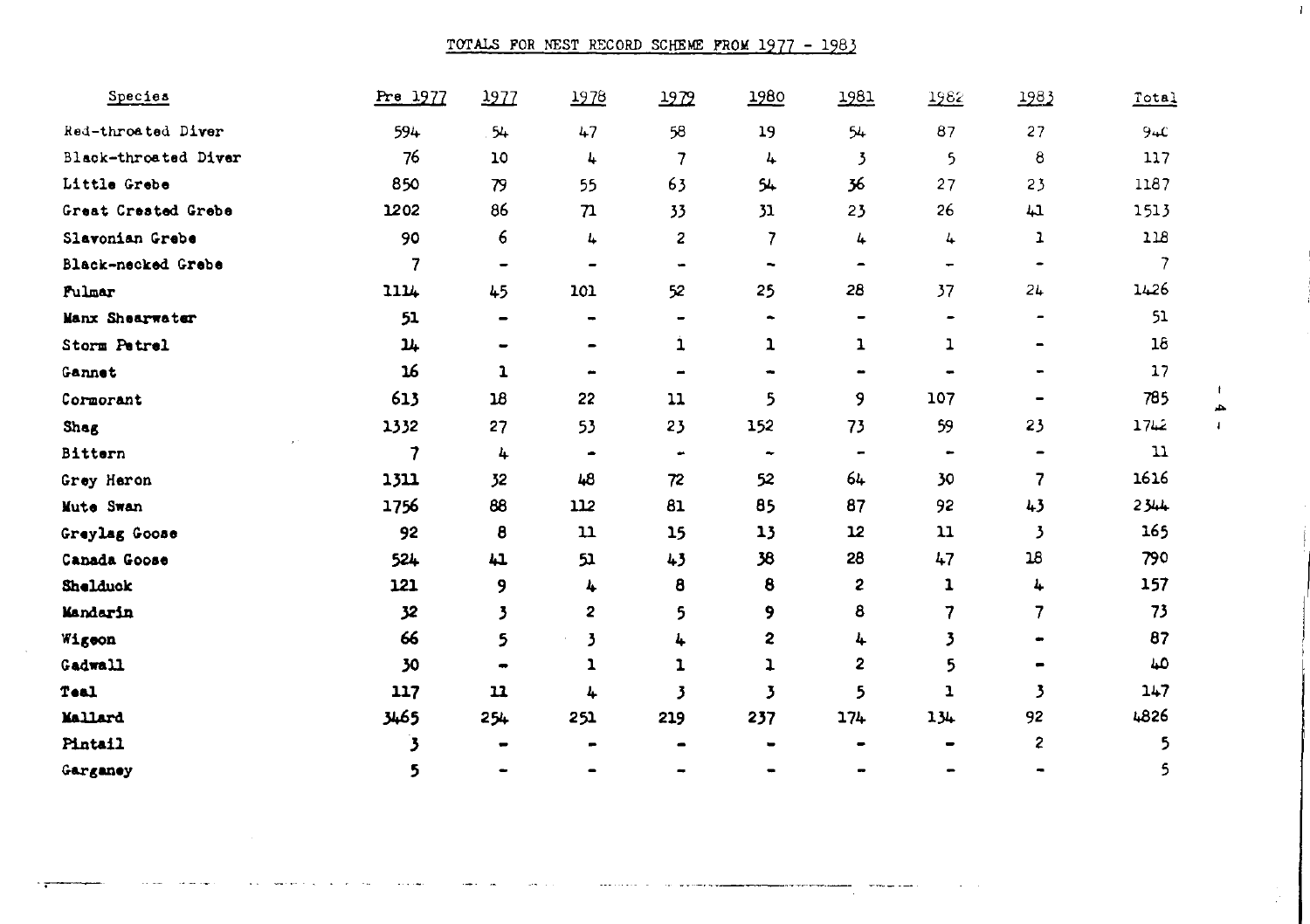TOTALS FOR NEST RECORD SCHEME FROM 1977 - 1983

| Species | Pre 1977 | 1977 | 1978 | 1979 | 1980 | 1981 | 1982 | 1983 | Total |
|---|---|---|---|---|---|---|---|---|---|
| Red-throated Diver | 594 | 54 | 47 | 58 | 19 | 54 | 87 | 27 | 940 |
| Black-throated Diver | 76 | 10 | 4 | 7 | 4 | 3 | 5 | 8 | 117 |
| Little Grebe | 850 | 79 | 55 | 63 | 54 | 36 | 27 | 23 | 1187 |
| Great Crested Grebe | 1202 | 86 | 71 | 33 | 31 | 23 | 26 | 41 | 1513 |
| Slavonian Grebe | 90 | 6 | 4 | 2 | 7 | 4 | 4 | 1 | 118 |
| Black-necked Grebe | 7 | - | - | - | - | - | - | - | 7 |
| Fulmar | 1114 | 45 | 101 | 52 | 25 | 28 | 37 | 24 | 1426 |
| Manx Shearwater | 51 | - | - | - | - | - | - | - | 51 |
| Storm Petrel | 14 | - | - | 1 | 1 | 1 | 1 | - | 18 |
| Gannet | 16 | 1 | - | - | - | - | - | - | 17 |
| Cormorant | 613 | 18 | 22 | 11 | 5 | 9 | 107 | - | 785 |
| Shag | 1332 | 27 | 53 | 23 | 152 | 73 | 59 | 23 | 1742 |
| Bittern | 7 | 4 | - | - | - | - | - | - | 11 |
| Grey Heron | 1311 | 32 | 48 | 72 | 52 | 64 | 30 | 7 | 1616 |
| Mute Swan | 1756 | 88 | 112 | 81 | 85 | 87 | 92 | 43 | 2344 |
| Greylag Goose | 92 | 8 | 11 | 15 | 13 | 12 | 11 | 3 | 165 |
| Canada Goose | 524 | 41 | 51 | 43 | 38 | 28 | 47 | 18 | 790 |
| Shelduck | 121 | 9 | 4 | 8 | 8 | 2 | 1 | 4 | 157 |
| Mandarin | 32 | 3 | 2 | 5 | 9 | 8 | 7 | 7 | 73 |
| Wigeon | 66 | 5 | 3 | 4 | 2 | 4 | 3 | - | 87 |
| Gadwall | 30 | - | 1 | 1 | 1 | 2 | 5 | - | 40 |
| Teal | 117 | 11 | 4 | 3 | 3 | 5 | 1 | 3 | 147 |
| Mallard | 3465 | 254 | 251 | 219 | 237 | 174 | 134 | 92 | 4826 |
| Pintail | 3 | - | - | - | - | - | - | 2 | 5 |
| Garganey | 5 | - | - | - | - | - | - | - | 5 |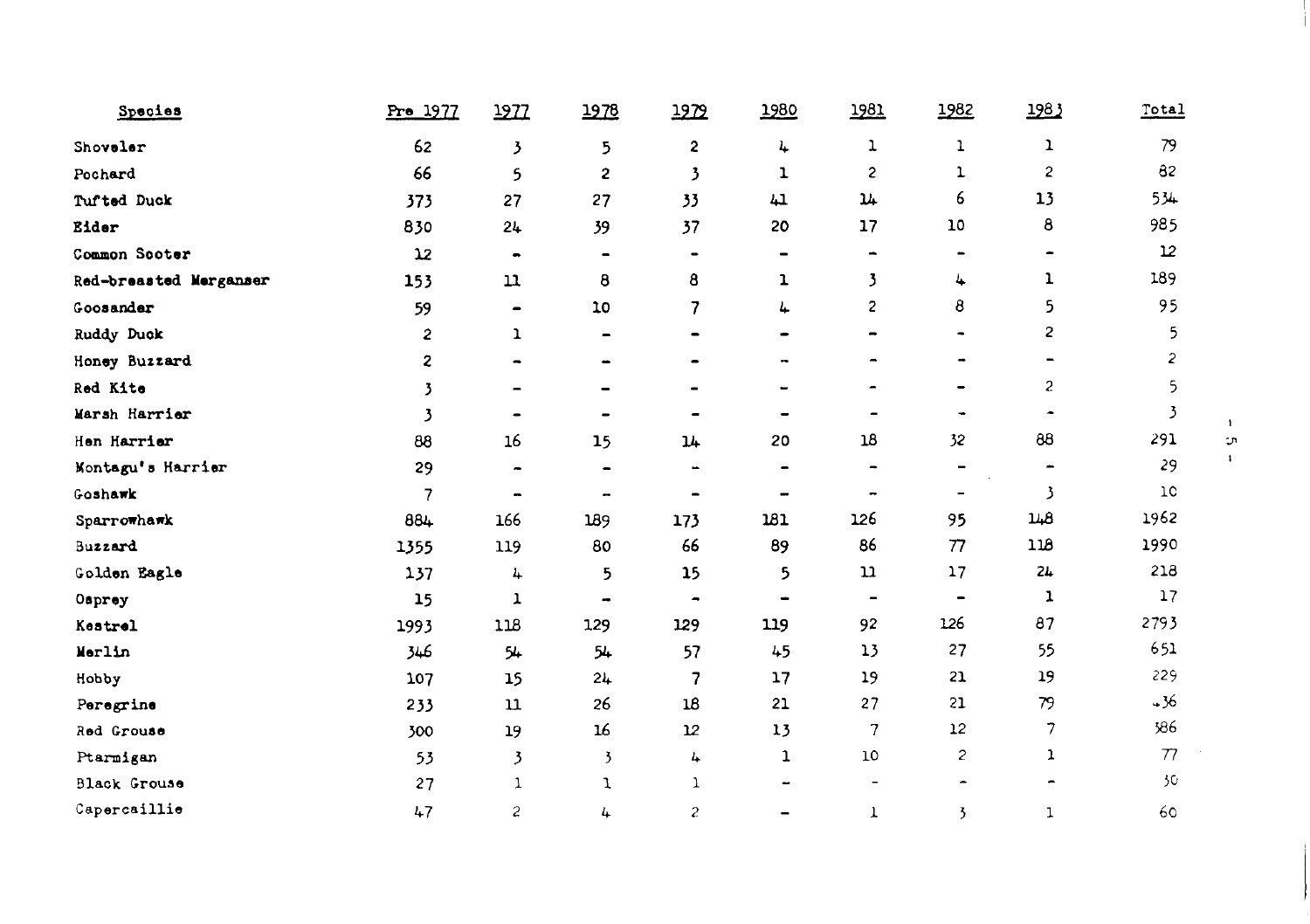| Species | Pre 1977 | 1977 | 1978 | 1979 | 1980 | 1981 | 1982 | 1983 | Total |
|---|---|---|---|---|---|---|---|---|---|
| Shoveler | 62 | 3 | 5 | 2 | 4 | 1 | 1 | 1 | 79 |
| Pochard | 66 | 5 | 2 | 3 | 1 | 2 | 1 | 2 | 82 |
| Tufted Duck | 373 | 27 | 27 | 33 | 41 | 14 | 6 | 13 | 534 |
| Eider | 830 | 24 | 39 | 37 | 20 | 17 | 10 | 8 | 985 |
| Common Scoter | 12 | - | - | - | - | - | - | - | 12 |
| Red-breasted Merganser | 153 | 11 | 8 | 8 | 1 | 3 | 4 | 1 | 189 |
| Goosander | 59 | - | 10 | 7 | 4 | 2 | 8 | 5 | 95 |
| Ruddy Duck | 2 | 1 | - | - | - | - | - | 2 | 5 |
| Honey Buzzard | 2 | - | - | - | - | - | - | - | 2 |
| Red Kite | 3 | - | - | - | - | - | - | 2 | 5 |
| Marsh Harrier | 3 | - | - | - | - | - | - | - | 3 |
| Hen Harrier | 88 | 16 | 15 | 14 | 20 | 18 | 32 | 88 | 291 |
| Montagu's Harrier | 29 | - | - | - | - | - | - | - | 29 |
| Goshawk | 7 | - | - | - | - | - | - | 3 | 10 |
| Sparrowhawk | 884 | 166 | 189 | 173 | 181 | 126 | 95 | 148 | 1962 |
| Buzzard | 1355 | 119 | 80 | 66 | 89 | 86 | 77 | 118 | 1990 |
| Golden Eagle | 137 | 4 | 5 | 15 | 5 | 11 | 17 | 24 | 218 |
| Osprey | 15 | 1 | - | - | - | - | - | 1 | 17 |
| Kestrel | 1993 | 118 | 129 | 129 | 119 | 92 | 126 | 87 | 2793 |
| Merlin | 346 | 54 | 54 | 57 | 45 | 13 | 27 | 55 | 651 |
| Hobby | 107 | 15 | 24 | 7 | 17 | 19 | 21 | 19 | 229 |
| Peregrine | 233 | 11 | 26 | 18 | 21 | 27 | 21 | 79 | 436 |
| Red Grouse | 300 | 19 | 16 | 12 | 13 | 7 | 12 | 7 | 386 |
| Ptarmigan | 53 | 3 | 3 | 4 | 1 | 10 | 2 | 1 | 77 |
| Black Grouse | 27 | 1 | 1 | 1 | - | - | - | - | 30 |
| Capercaillie | 47 | 2 | 4 | 2 | - | 1 | 3 | 1 | 60 |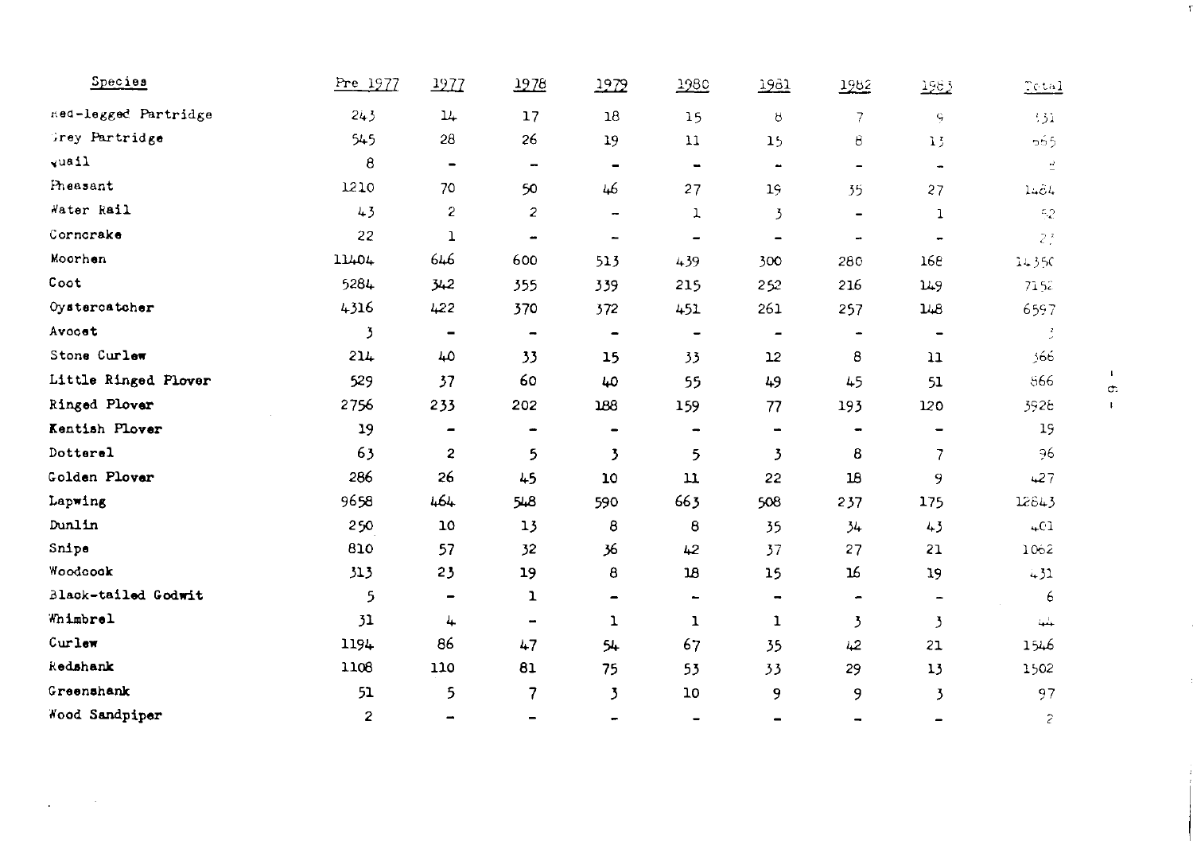| Species | Pre 1977 | 1977 | 1978 | 1979 | 1980 | 1981 | 1982 | 1983 | Total |
|---|---|---|---|---|---|---|---|---|---|
| Red-legged Partridge | 243 | 14 | 17 | 18 | 15 | 8 | 7 | 9 | 331 |
| Grey Partridge | 545 | 28 | 26 | 19 | 11 | 15 | 8 | 13 | 665 |
| Quail | 8 | - | - | - | - | - | - | - | 8 |
| Pheasant | 1210 | 70 | 50 | 46 | 27 | 19 | 35 | 27 | 1484 |
| Water Rail | 43 | 2 | 2 | - | 1 | 3 | - | 1 | 52 |
| Corncrake | 22 | 1 | - | - | - | - | - | - | 23 |
| Moorhen | 11404 | 646 | 600 | 513 | 439 | 300 | 280 | 168 | 14350 |
| Coot | 5284 | 342 | 355 | 339 | 215 | 252 | 216 | 149 | 7152 |
| Oystercatcher | 4316 | 422 | 370 | 372 | 451 | 261 | 257 | 148 | 6597 |
| Avocet | 3 | - | - | - | - | - | - | - | 3 |
| Stone Curlew | 214 | 40 | 33 | 15 | 33 | 12 | 8 | 11 | 366 |
| Little Ringed Plover | 529 | 37 | 60 | 40 | 55 | 49 | 45 | 51 | 866 |
| Ringed Plover | 2756 | 233 | 202 | 188 | 159 | 77 | 193 | 120 | 3928 |
| Kentish Plover | 19 | - | - | - | - | - | - | - | 19 |
| Dotterel | 63 | 2 | 5 | 3 | 5 | 3 | 8 | 7 | 96 |
| Golden Plover | 286 | 26 | 45 | 10 | 11 | 22 | 18 | 9 | 427 |
| Lapwing | 9658 | 464 | 548 | 590 | 663 | 508 | 237 | 175 | 12843 |
| Dunlin | 250 | 10 | 13 | 8 | 8 | 35 | 34 | 43 | 401 |
| Snipe | 810 | 57 | 32 | 36 | 42 | 37 | 27 | 21 | 1062 |
| Woodcock | 313 | 23 | 19 | 8 | 18 | 15 | 16 | 19 | 431 |
| Black-tailed Godwit | 5 | - | 1 | - | - | - | - | - | 6 |
| Whimbrel | 31 | 4 | - | 1 | 1 | 1 | 3 | 3 | 44 |
| Curlew | 1194 | 86 | 47 | 54 | 67 | 35 | 42 | 21 | 1546 |
| Redshank | 1108 | 110 | 81 | 75 | 53 | 33 | 29 | 13 | 1502 |
| Greenshank | 51 | 5 | 7 | 3 | 10 | 9 | 9 | 3 | 97 |
| Wood Sandpiper | 2 | - | - | - | - | - | - | - | 2 |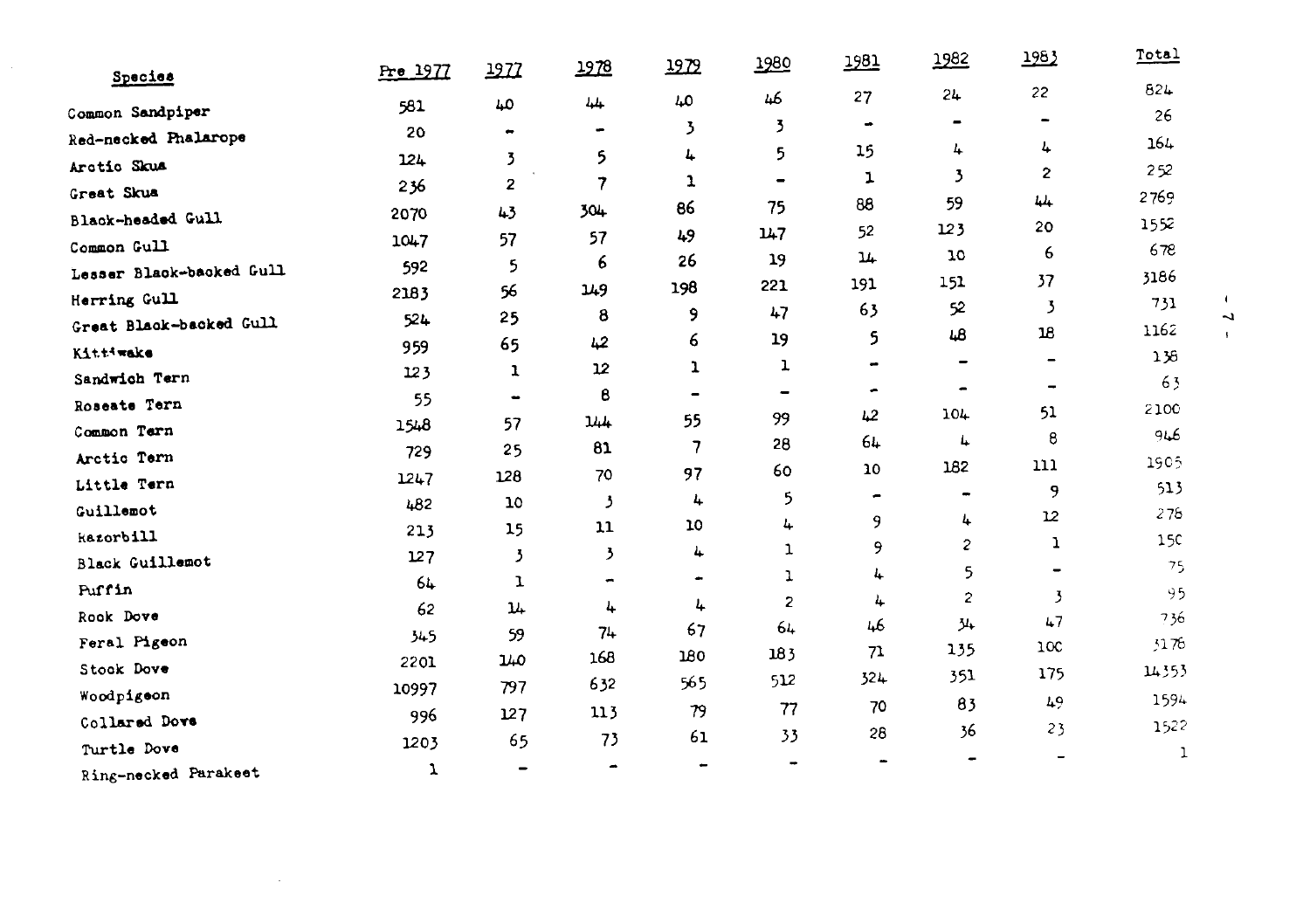| Species | Pre 1977 | 1977 | 1978 | 1979 | 1980 | 1981 | 1982 | 1983 | Total |
|---|---|---|---|---|---|---|---|---|---|
| Common Sandpiper | 581 | 40 | 44 | 40 | 46 | 27 | 24 | 22 | 824 |
| Red-necked Phalarope | 20 | - | - | 3 | 3 | - | - | - | 26 |
| Arctic Skua | 124 | 3 | 5 | 4 | 5 | 15 | 4 | 4 | 164 |
| Great Skua | 236 | 2 | 7 | 1 | - | 1 | 3 | 2 | 252 |
| Black-headed Gull | 2070 | 43 | 304 | 86 | 75 | 88 | 59 | 44 | 2769 |
| Common Gull | 1047 | 57 | 57 | 49 | 147 | 52 | 123 | 20 | 1552 |
| Lesser Black-backed Gull | 592 | 5 | 6 | 26 | 19 | 14 | 10 | 6 | 678 |
| Herring Gull | 2183 | 56 | 149 | 198 | 221 | 191 | 151 | 37 | 3186 |
| Great Black-backed Gull | 524 | 25 | 8 | 9 | 47 | 63 | 52 | 3 | 731 |
| Kittiwake | 959 | 65 | 42 | 6 | 19 | 5 | 48 | 18 | 1162 |
| Sandwich Tern | 123 | 1 | 12 | 1 | 1 | - | - | - | 138 |
| Roseate Tern | 55 | - | 8 | - | - | - | - | - | 63 |
| Common Tern | 1548 | 57 | 144 | 55 | 99 | 42 | 104 | 51 | 2100 |
| Arctic Tern | 729 | 25 | 81 | 7 | 28 | 64 | 4 | 8 | 946 |
| Little Tern | 1247 | 128 | 70 | 97 | 60 | 10 | 182 | 111 | 1905 |
| Guillemot | 482 | 10 | 3 | 4 | 5 | - | - | 9 | 513 |
| Razorbill | 213 | 15 | 11 | 10 | 4 | 9 | 4 | 12 | 278 |
| Black Guillemot | 127 | 3 | 3 | 4 | 1 | 9 | 2 | 1 | 150 |
| Puffin | 64 | 1 | - | - | 1 | 4 | 5 | - | 75 |
| Rock Dove | 62 | 14 | 4 | 4 | 2 | 4 | 2 | 3 | 95 |
| Feral Pigeon | 345 | 59 | 74 | 67 | 64 | 46 | 34 | 47 | 736 |
| Stock Dove | 2201 | 140 | 168 | 180 | 183 | 71 | 135 | 100 | 3178 |
| Woodpigeon | 10997 | 797 | 632 | 565 | 512 | 324 | 351 | 175 | 14353 |
| Collared Dove | 996 | 127 | 113 | 79 | 77 | 70 | 83 | 49 | 1594 |
| Turtle Dove | 1203 | 65 | 73 | 61 | 33 | 28 | 36 | 23 | 1522 |
| Ring-necked Parakeet | 1 | - | - | - | - | - | - | - | 1 |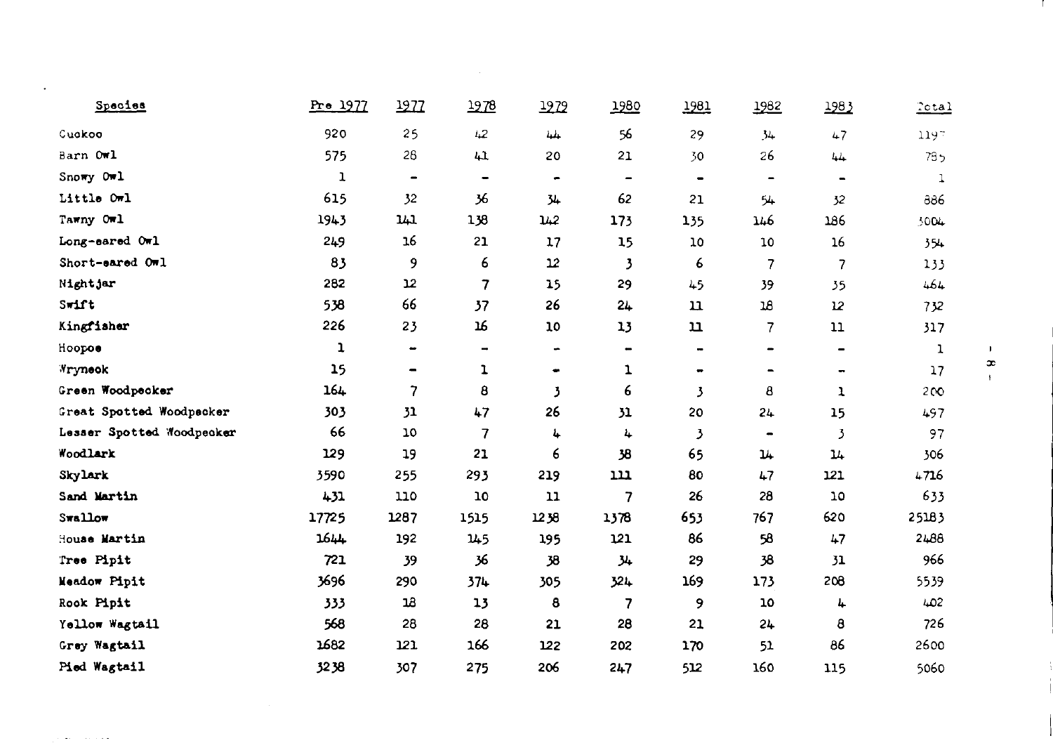| Species | Pre 1977 | 1977 | 1978 | 1979 | 1980 | 1981 | 1982 | 1983 | Total |
|---|---|---|---|---|---|---|---|---|---|
| Cuckoo | 920 | 25 | 42 | 44 | 56 | 29 | 34 | 47 | 1197 |
| Barn Owl | 575 | 28 | 41 | 20 | 21 | 30 | 26 | 44 | 785 |
| Snowy Owl | 1 | - | - | - | - | - | - | - | 1 |
| Little Owl | 615 | 32 | 36 | 34 | 62 | 21 | 54 | 32 | 886 |
| Tawny Owl | 1943 | 141 | 138 | 142 | 173 | 135 | 146 | 186 | 3004 |
| Long-eared Owl | 249 | 16 | 21 | 17 | 15 | 10 | 10 | 16 | 354 |
| Short-eared Owl | 83 | 9 | 6 | 12 | 3 | 6 | 7 | 7 | 133 |
| Nightjar | 282 | 12 | 7 | 15 | 29 | 45 | 39 | 35 | 464 |
| Swift | 538 | 66 | 37 | 26 | 24 | 11 | 18 | 12 | 732 |
| Kingfisher | 226 | 23 | 16 | 10 | 13 | 11 | 7 | 11 | 317 |
| Hoopoe | 1 | - | - | - | - | - | - | - | 1 |
| Wryneck | 15 | - | 1 | - | 1 | - | - | - | 17 |
| Green Woodpecker | 164 | 7 | 8 | 3 | 6 | 3 | 8 | 1 | 200 |
| Great Spotted Woodpecker | 303 | 31 | 47 | 26 | 31 | 20 | 24 | 15 | 497 |
| Lesser Spotted Woodpecker | 66 | 10 | 7 | 4 | 4 | 3 | - | 3 | 97 |
| Woodlark | 129 | 19 | 21 | 6 | 38 | 65 | 14 | 14 | 306 |
| Skylark | 3590 | 255 | 293 | 219 | 111 | 80 | 47 | 121 | 4716 |
| Sand Martin | 431 | 110 | 10 | 11 | 7 | 26 | 28 | 10 | 633 |
| Swallow | 17725 | 1287 | 1515 | 1238 | 1378 | 653 | 767 | 620 | 25183 |
| House Martin | 1644 | 192 | 145 | 195 | 121 | 86 | 58 | 47 | 2488 |
| Tree Pipit | 721 | 39 | 36 | 38 | 34 | 29 | 38 | 31 | 966 |
| Meadow Pipit | 3696 | 290 | 374 | 305 | 324 | 169 | 173 | 208 | 5539 |
| Rock Pipit | 333 | 18 | 13 | 8 | 7 | 9 | 10 | 4 | 402 |
| Yellow Wagtail | 568 | 28 | 28 | 21 | 28 | 21 | 24 | 8 | 726 |
| Grey Wagtail | 1682 | 121 | 166 | 122 | 202 | 170 | 51 | 86 | 2600 |
| Pied Wagtail | 3238 | 307 | 275 | 206 | 247 | 512 | 160 | 115 | 5060 |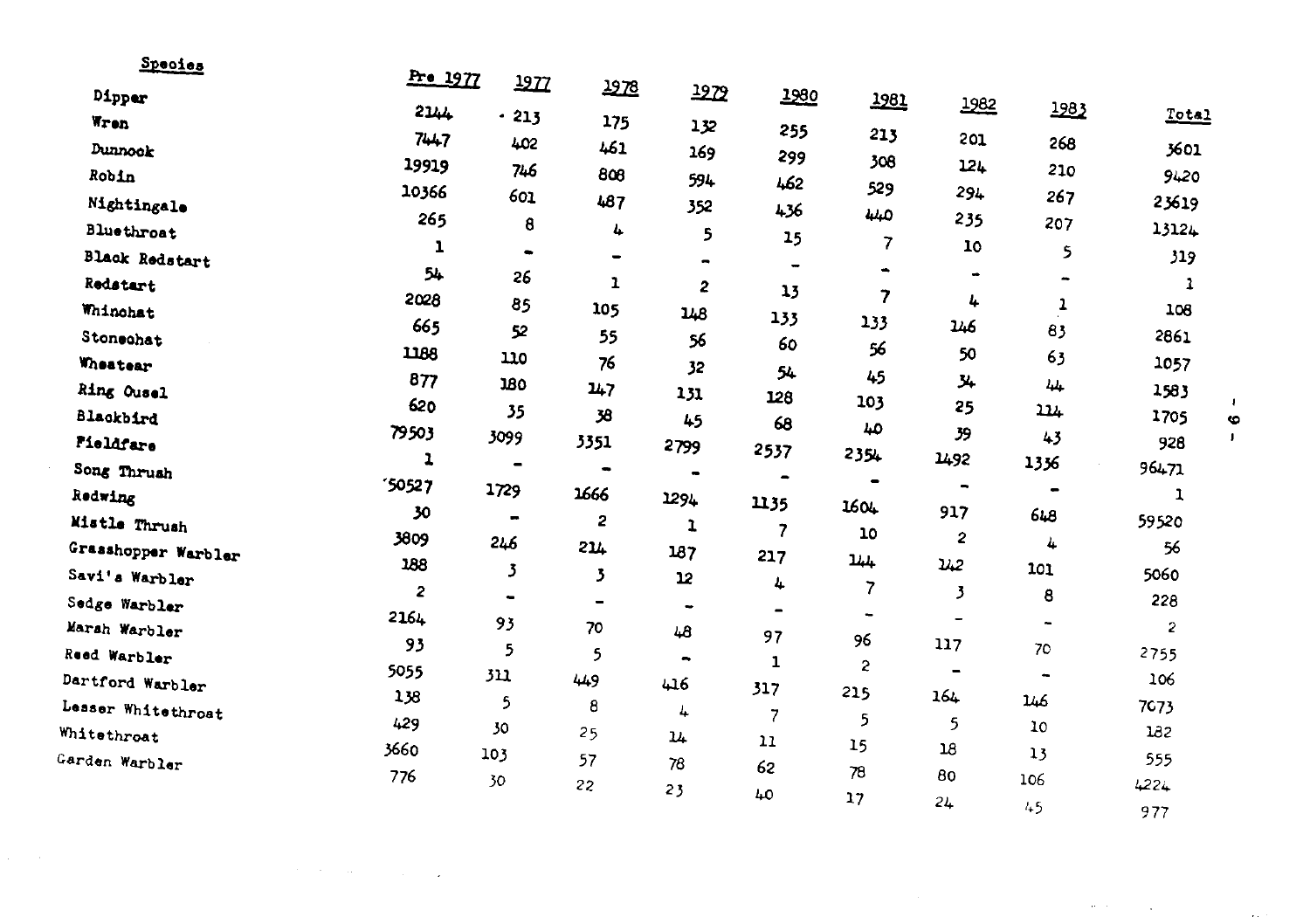| Species | Pre 1977 | 1977 | 1978 | 1979 | 1980 | 1981 | 1982 | 1983 | Total |
|---|---|---|---|---|---|---|---|---|---|
| Dipper | 2144 | 213 | 175 | 132 | 255 | 213 | 201 | 268 | 3601 |
| Wren | 7447 | 402 | 461 | 169 | 299 | 308 | 124 | 210 | 9420 |
| Dunnock | 19919 | 746 | 808 | 594 | 462 | 529 | 294 | 267 | 23619 |
| Robin | 10366 | 601 | 487 | 352 | 436 | 440 | 235 | 207 | 13124 |
| Nightingale | 265 | 8 | 4 | 5 | 15 | 7 | 10 | 5 | 319 |
| Bluethroat | 1 | - | - | - | - | - | - | - | 1 |
| Black Redstart | 54 | 26 | 1 | 2 | 13 | 7 | 4 | 1 | 108 |
| Redstart | 2028 | 85 | 105 | 148 | 133 | 133 | 146 | 83 | 2861 |
| Whinchat | 665 | 52 | 55 | 56 | 60 | 56 | 50 | 63 | 1057 |
| Stonechat | 1188 | 110 | 76 | 32 | 54 | 45 | 34 | 44 | 1583 |
| Wheatear | 877 | 180 | 147 | 131 | 128 | 103 | 25 | 114 | 1705 |
| Ring Ousel | 620 | 35 | 38 | 45 | 68 | 40 | 39 | 43 | 928 |
| Blackbird | 79503 | 3099 | 3351 | 2799 | 2537 | 2354 | 1492 | 1336 | 96471 |
| Fieldfare | 1 | - | - | - | - | - | - | - | 1 |
| Song Thrush | 50527 | 1729 | 1666 | 1294 | 1135 | 1604 | 917 | 648 | 59520 |
| Redwing | 30 | - | 2 | 1 | 7 | 10 | 2 | 4 | 56 |
| Mistle Thrush | 3809 | 246 | 214 | 187 | 217 | 144 | 142 | 101 | 5060 |
| Grasshopper Warbler | 188 | 3 | 3 | 12 | 4 | 7 | 3 | 8 | 228 |
| Savi's Warbler | 2 | - | - | - | - | - | - | - | 2 |
| Sedge Warbler | 2164 | 93 | 70 | 48 | 97 | 96 | 117 | 70 | 2755 |
| Marsh Warbler | 93 | 5 | 5 | - | 1 | 2 | - | - | 106 |
| Reed Warbler | 5055 | 311 | 449 | 416 | 317 | 215 | 164 | 146 | 7073 |
| Dartford Warbler | 138 | 5 | 8 | 4 | 7 | 5 | 5 | 10 | 182 |
| Lesser Whitethroat | 429 | 30 | 25 | 14 | 11 | 15 | 18 | 13 | 555 |
| Whitethroat | 3660 | 103 | 57 | 78 | 62 | 78 | 80 | 106 | 4224 |
| Garden Warbler | 776 | 30 | 22 | 23 | 40 | 17 | 24 | 45 | 977 |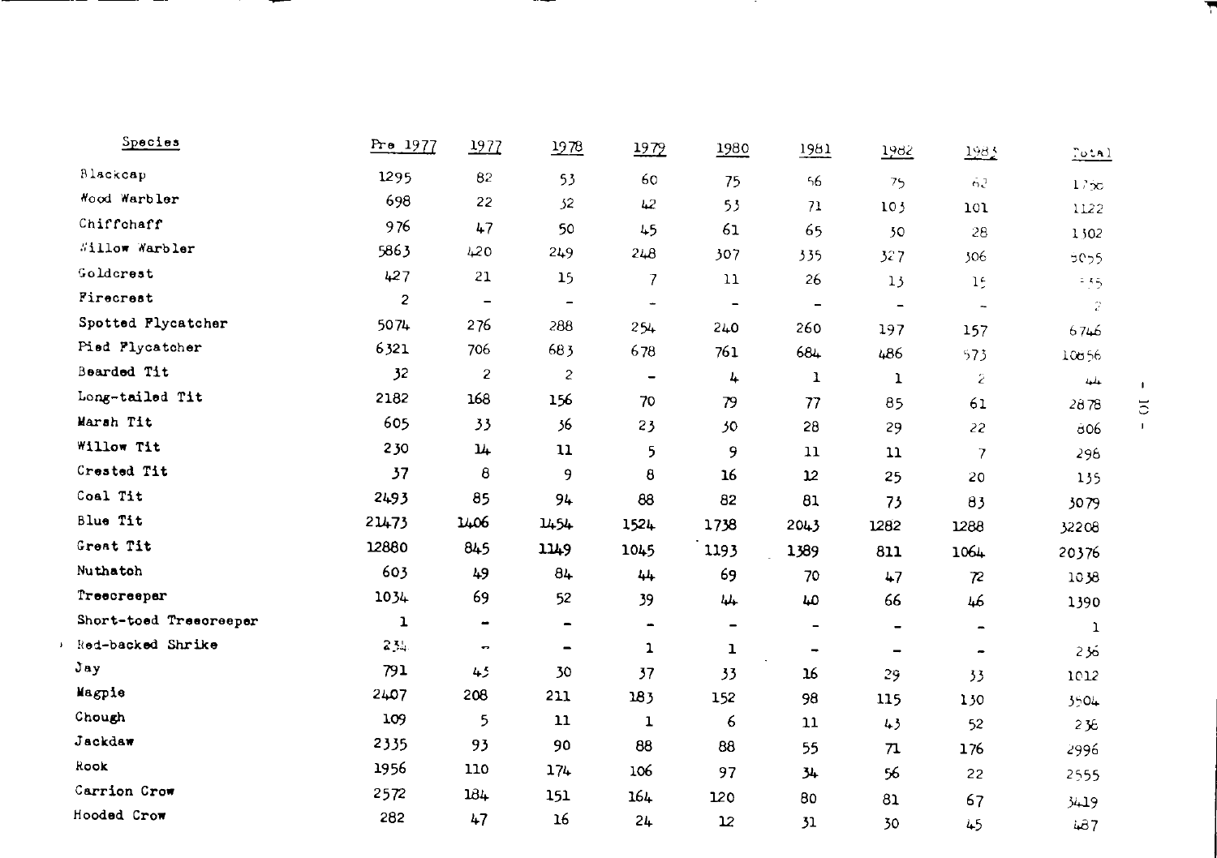| Species | Pre 1977 | 1977 | 1978 | 1979 | 1980 | 1981 | 1982 | 1983 | Total |
|---|---|---|---|---|---|---|---|---|---|
| Blackcap | 1295 | 82 | 53 | 60 | 75 | 56 | 75 | 62 | 1758 |
| Wood Warbler | 698 | 22 | 32 | 42 | 53 | 71 | 103 | 101 | 1122 |
| Chiffchaff | 976 | 47 | 50 | 45 | 61 | 65 | 30 | 28 | 1302 |
| Willow Warbler | 5863 | 420 | 249 | 248 | 307 | 335 | 327 | 306 | 8055 |
| Goldcrest | 427 | 21 | 15 | 7 | 11 | 26 | 13 | 15 | 535 |
| Firecrest | 2 | - | - | - | - | - | - | - | 2 |
| Spotted Flycatcher | 5074 | 276 | 288 | 254 | 240 | 260 | 197 | 157 | 6746 |
| Pied Flycatcher | 6321 | 706 | 683 | 678 | 761 | 684 | 486 | 573 | 10856 |
| Bearded Tit | 32 | 2 | 2 | - | 4 | 1 | 1 | 2 | 44 |
| Long-tailed Tit | 2182 | 168 | 156 | 70 | 79 | 77 | 85 | 61 | 2878 |
| Marsh Tit | 605 | 33 | 36 | 23 | 30 | 28 | 29 | 22 | 806 |
| Willow Tit | 230 | 14 | 11 | 5 | 9 | 11 | 11 | 7 | 298 |
| Crested Tit | 37 | 8 | 9 | 8 | 16 | 12 | 25 | 20 | 135 |
| Coal Tit | 2493 | 85 | 94 | 88 | 82 | 81 | 73 | 83 | 3079 |
| Blue Tit | 21473 | 1406 | 1454 | 1524 | 1738 | 2043 | 1282 | 1288 | 32208 |
| Great Tit | 12880 | 845 | 1149 | 1045 | 1193 | 1389 | 811 | 1064 | 20376 |
| Nuthatch | 603 | 49 | 84 | 44 | 69 | 70 | 47 | 72 | 1038 |
| Treecreeper | 1034 | 69 | 52 | 39 | 44 | 40 | 66 | 46 | 1390 |
| Short-toed Treecreeper | 1 | - | - | - | - | - | - | - | 1 |
| Red-backed Shrike | 234 | - | - | 1 | 1 | - | - | - | 236 |
| Jay | 791 | 45 | 30 | 37 | 33 | 16 | 29 | 33 | 1012 |
| Magpie | 2407 | 208 | 211 | 183 | 152 | 98 | 115 | 130 | 3504 |
| Chough | 109 | 5 | 11 | 1 | 6 | 11 | 43 | 52 | 238 |
| Jackdaw | 2335 | 93 | 90 | 88 | 88 | 55 | 71 | 176 | 2996 |
| Rook | 1956 | 110 | 174 | 106 | 97 | 34 | 56 | 22 | 2555 |
| Carrion Crow | 2572 | 184 | 151 | 164 | 120 | 80 | 81 | 67 | 3419 |
| Hooded Crow | 282 | 47 | 16 | 24 | 12 | 31 | 30 | 45 | 487 |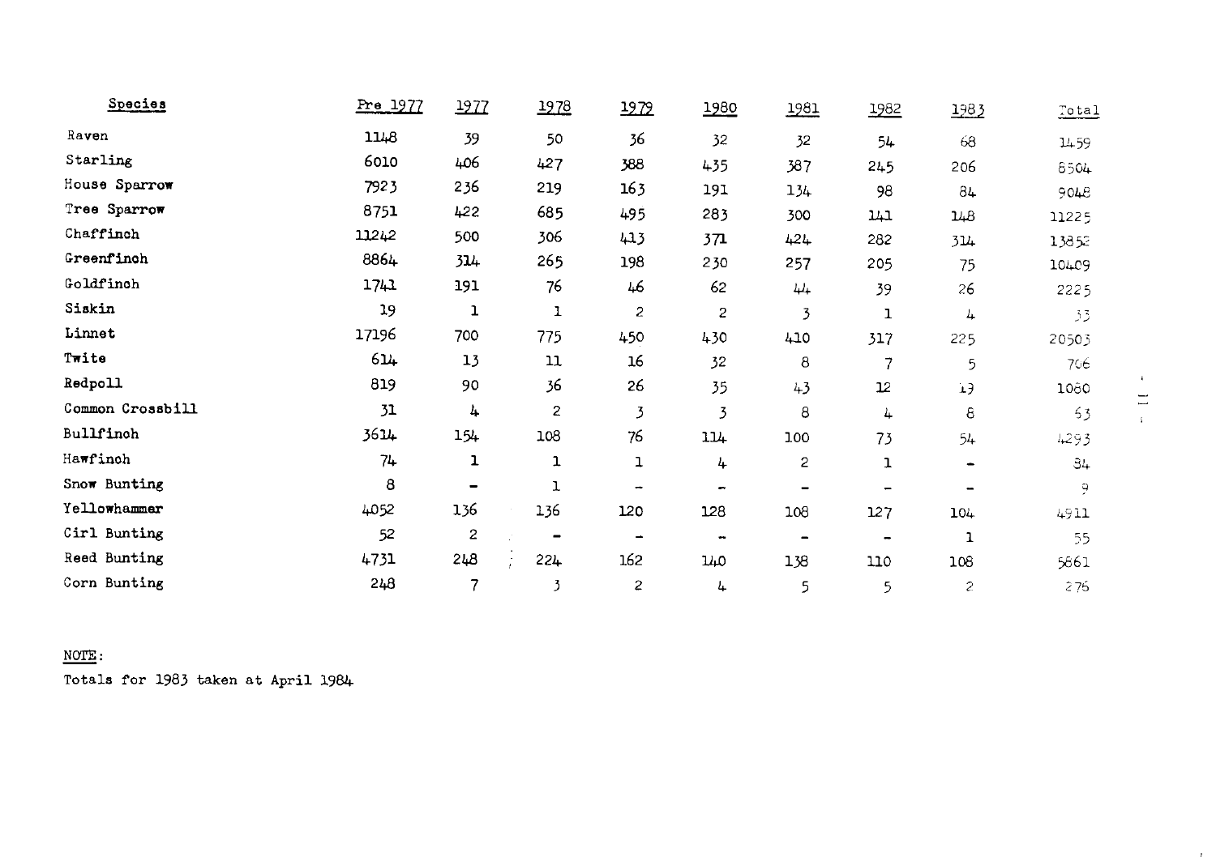| Species | Pre 1977 | 1977 | 1978 | 1979 | 1980 | 1981 | 1982 | 1983 | Total |
|---|---|---|---|---|---|---|---|---|---|
| Raven | 1148 | 39 | 50 | 36 | 32 | 32 | 54 | 68 | 1459 |
| Starling | 6010 | 406 | 427 | 388 | 435 | 387 | 245 | 206 | 8504 |
| House Sparrow | 7923 | 236 | 219 | 163 | 191 | 134 | 98 | 84 | 9048 |
| Tree Sparrow | 8751 | 422 | 685 | 495 | 283 | 300 | 141 | 148 | 11225 |
| Chaffinch | 11242 | 500 | 306 | 413 | 371 | 424 | 282 | 314 | 13852 |
| Greenfinch | 8864 | 314 | 265 | 198 | 230 | 257 | 205 | 75 | 10409 |
| Goldfinch | 1741 | 191 | 76 | 46 | 62 | 44 | 39 | 26 | 2225 |
| Siskin | 19 | 1 | 1 | 2 | 2 | 3 | 1 | 4 | 33 |
| Linnet | 17196 | 700 | 775 | 450 | 430 | 410 | 317 | 225 | 20503 |
| Twite | 614 | 13 | 11 | 16 | 32 | 8 | 7 | 5 | 706 |
| Redpoll | 819 | 90 | 36 | 26 | 35 | 43 | 12 | 19 | 1080 |
| Common Crossbill | 31 | 4 | 2 | 3 | 3 | 8 | 4 | 8 | 63 |
| Bullfinch | 3614 | 154 | 108 | 76 | 114 | 100 | 73 | 54 | 4293 |
| Hawfinch | 74 | 1 | 1 | 1 | 4 | 2 | 1 | - | 84 |
| Snow Bunting | 8 | - | 1 | - | - | - | - | - | 9 |
| Yellowhammer | 4052 | 136 | 136 | 120 | 128 | 108 | 127 | 104 | 4911 |
| Cirl Bunting | 52 | 2 | - | - | - | - | - | 1 | 55 |
| Reed Bunting | 4731 | 248 | 224 | 162 | 140 | 138 | 110 | 108 | 5861 |
| Corn Bunting | 248 | 7 | 3 | 2 | 4 | 5 | 5 | 2 | 276 |

NOTE:

Totals for 1983 taken at April 1984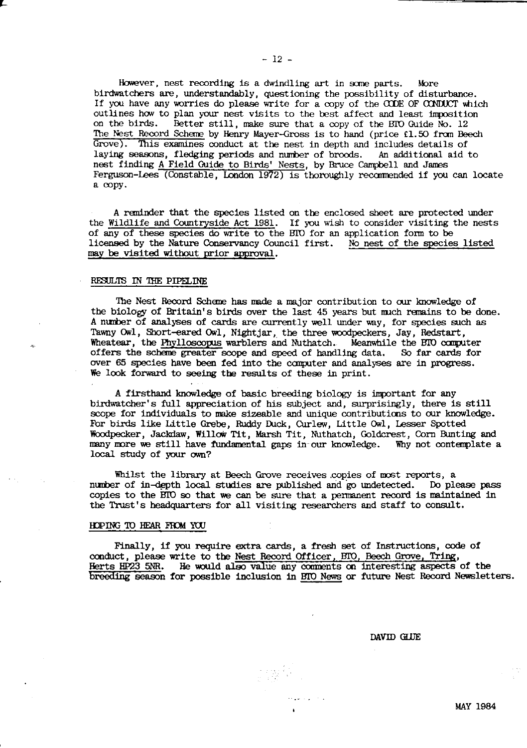However, nest recording is a dwindling art in some parts. More birdwatchers are, understandably, questioning the possibility of disturbance. If you have any worries do please write for a copy of the CODE OF CONDUCT which outlines how to plan your nest visits to the best affect and least imposition on the birds. Better still, make sure that a copy of the BTO Guide No. 12 The Nest Record Scheme by Henry Mayer-Gross is to hand (price £1.50 from Beech Grove). This examines conduct at the nest in depth and includes details of laying seasons, fledging periods and number of broods. An additional aid to nest finding A Field Guide to Birds' Nests, by Bruce Campbell and James Ferguson-Lees (Constable, London 1972) is thoroughly recommended if you can locate a copy.

A reminder that the species listed on the enclosed sheet are protected under the Wildlife and Countryside Act 1981. If you wish to consider visiting the nests of any of these species do write to the BTO for an application form to be licensed by the Nature Conservancy Council first. No nest of the species listed may be visited without prior approval.

## RESULTS IN THE PIPELINE

The Nest Record Scheme has made a major contribution to our knowledge of the biology of Britain's birds over the last 45 years but much remains to be done. A number of analyses of cards are currently well under way, for species such as Tawny Owl, Short-eared Owl, Nightjar, the three woodpeckers, Jay, Redstart, Wheatear, the *Phylloscopus* warblers and Nuthatch. Meanwhile the BTO computer offers the scheme greater scope and speed of handling data. So far cards for over 65 species have been fed into the computer and analyses are in progress. We look forward to seeing the results of these in print.

A firsthand knowledge of basic breeding biology is important for any birdwatcher's full appreciation of his subject and, surprisingly, there is still scope for individuals to make sizeable and unique contributions to our knowledge. For birds like Little Grebe, Ruddy Duck, Curlew, Little Owl, Lesser Spotted Woodpecker, Jackdaw, Willow Tit, Marsh Tit, Nuthatch, Goldcrest, Corn Bunting and many more we still have fundamental gaps in our knowledge. Why not contemplate a local study of your own?

Whilst the library at Beech Grove receives copies of most reports, a number of in-depth local studies are published and go undetected. Do please pass copies to the BTO so that we can be sure that a permanent record is maintained in the Trust's headquarters for all visiting researchers and staff to consult.

## HOPING TO HEAR FROM YOU

Finally, if you require extra cards, a fresh set of Instructions, code of conduct, please write to the Nest Record Officer, BTO, Beech Grove, Tring, Herts HP23 5NR. He would also value any comments on interesting aspects of the breeding season for possible inclusion in BTO News or future Nest Record Newsletters.

DAVID GLUE

MAY 1984